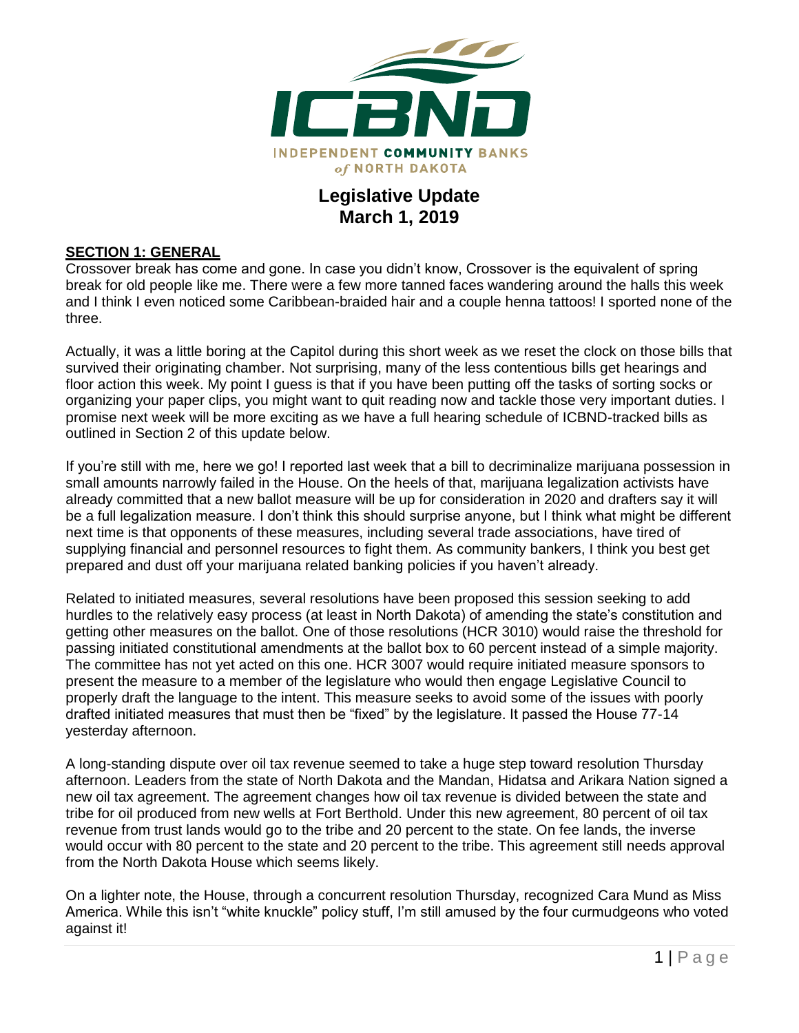INDEPENDENT COMMUNITY BANKS of NORTH DAKOTA

# Legislative Update
## March 1, 2019

### SECTION 1: GENERAL

Crossover break has come and gone. In case you didn't know, Crossover is the equivalent of spring break for old people like me. There were a few more tanned faces wandering around the halls this week and I think I even noticed some Caribbean-braided hair and a couple henna tattoos! I sported none of the three.

Actually, it was a little boring at the Capitol during this short week as we reset the clock on those bills that survived their originating chamber. Not surprising, many of the less contentious bills get hearings and floor action this week. My point I guess is that if you have been putting off the tasks of sorting socks or organizing your paper clips, you might want to quit reading now and tackle those very important duties. I promise next week will be more exciting as we have a full hearing schedule of ICBND-tracked bills as outlined in Section 2 of this update below.

If you're still with me, here we go! I reported last week that a bill to decriminalize marijuana possession in small amounts narrowly failed in the House. On the heels of that, marijuana legalization activists have already committed that a new ballot measure will be up for consideration in 2020 and drafters say it will be a full legalization measure. I don't think this should surprise anyone, but I think what might be different next time is that opponents of these measures, including several trade associations, have tired of supplying financial and personnel resources to fight them. As community bankers, I think you best get prepared and dust off your marijuana related banking policies if you haven't already.

Related to initiated measures, several resolutions have been proposed this session seeking to add hurdles to the relatively easy process (at least in North Dakota) of amending the state's constitution and getting other measures on the ballot. One of those resolutions (HCR 3010) would raise the threshold for passing initiated constitutional amendments at the ballot box to 60 percent instead of a simple majority. The committee has not yet acted on this one. HCR 3007 would require initiated measure sponsors to present the measure to a member of the legislature who would then engage Legislative Council to properly draft the language to the intent. This measure seeks to avoid some of the issues with poorly drafted initiated measures that must then be "fixed" by the legislature. It passed the House 77-14 yesterday afternoon.

A long-standing dispute over oil tax revenue seemed to take a huge step toward resolution Thursday afternoon. Leaders from the state of North Dakota and the Mandan, Hidatsa and Arikara Nation signed a new oil tax agreement. The agreement changes how oil tax revenue is divided between the state and tribe for oil produced from new wells at Fort Berthold. Under this new agreement, 80 percent of oil tax revenue from trust lands would go to the tribe and 20 percent to the state. On fee lands, the inverse would occur with 80 percent to the state and 20 percent to the tribe. This agreement still needs approval from the North Dakota House which seems likely.

On a lighter note, the House, through a concurrent resolution Thursday, recognized Cara Mund as Miss America. While this isn't "white knuckle" policy stuff, I'm still amused by the four curmudgeons who voted against it!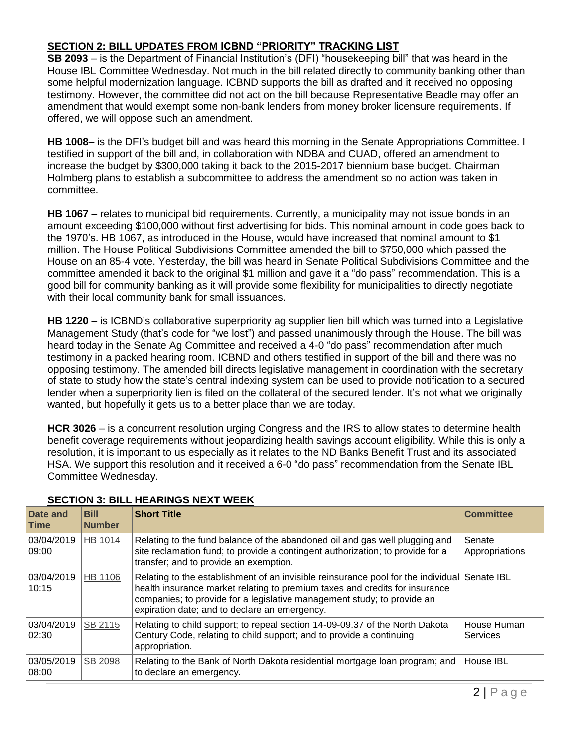## SECTION 2: BILL UPDATES FROM ICBND "PRIORITY" TRACKING LIST

**SB 2093** – is the Department of Financial Institution's (DFI) "housekeeping bill" that was heard in the House IBL Committee Wednesday. Not much in the bill related directly to community banking other than some helpful modernization language. ICBND supports the bill as drafted and it received no opposing testimony. However, the committee did not act on the bill because Representative Beadle may offer an amendment that would exempt some non-bank lenders from money broker licensure requirements. If offered, we will oppose such an amendment.

**HB 1008**– is the DFI's budget bill and was heard this morning in the Senate Appropriations Committee. I testified in support of the bill and, in collaboration with NDBA and CUAD, offered an amendment to increase the budget by $300,000 taking it back to the 2015-2017 biennium base budget. Chairman Holmberg plans to establish a subcommittee to address the amendment so no action was taken in committee.

**HB 1067** – relates to municipal bid requirements. Currently, a municipality may not issue bonds in an amount exceeding $100,000 without first advertising for bids. This nominal amount in code goes back to the 1970's. HB 1067, as introduced in the House, would have increased that nominal amount to $1 million. The House Political Subdivisions Committee amended the bill to $750,000 which passed the House on an 85-4 vote. Yesterday, the bill was heard in Senate Political Subdivisions Committee and the committee amended it back to the original $1 million and gave it a "do pass" recommendation. This is a good bill for community banking as it will provide some flexibility for municipalities to directly negotiate with their local community bank for small issuances.

**HB 1220** – is ICBND's collaborative superpriority ag supplier lien bill which was turned into a Legislative Management Study (that's code for "we lost") and passed unanimously through the House. The bill was heard today in the Senate Ag Committee and received a 4-0 "do pass" recommendation after much testimony in a packed hearing room. ICBND and others testified in support of the bill and there was no opposing testimony. The amended bill directs legislative management in coordination with the secretary of state to study how the state's central indexing system can be used to provide notification to a secured lender when a superpriority lien is filed on the collateral of the secured lender. It's not what we originally wanted, but hopefully it gets us to a better place than we are today.

**HCR 3026** – is a concurrent resolution urging Congress and the IRS to allow states to determine health benefit coverage requirements without jeopardizing health savings account eligibility. While this is only a resolution, it is important to us especially as it relates to the ND Banks Benefit Trust and its associated HSA. We support this resolution and it received a 6-0 "do pass" recommendation from the Senate IBL Committee Wednesday.

## SECTION 3: BILL HEARINGS NEXT WEEK

| Date and Time | Bill Number | Short Title | Committee |
|---|---|---|---|
| 03/04/2019 09:00 | HB 1014 | Relating to the fund balance of the abandoned oil and gas well plugging and site reclamation fund; to provide a contingent authorization; to provide for a transfer; and to provide an exemption. | Senate Appropriations |
| 03/04/2019 10:15 | HB 1106 | Relating to the establishment of an invisible reinsurance pool for the individual health insurance market relating to premium taxes and credits for insurance companies; to provide for a legislative management study; to provide an expiration date; and to declare an emergency. | Senate IBL |
| 03/04/2019 02:30 | SB 2115 | Relating to child support; to repeal section 14-09-09.37 of the North Dakota Century Code, relating to child support; and to provide a continuing appropriation. | House Human Services |
| 03/05/2019 08:00 | SB 2098 | Relating to the Bank of North Dakota residential mortgage loan program; and to declare an emergency. | House IBL |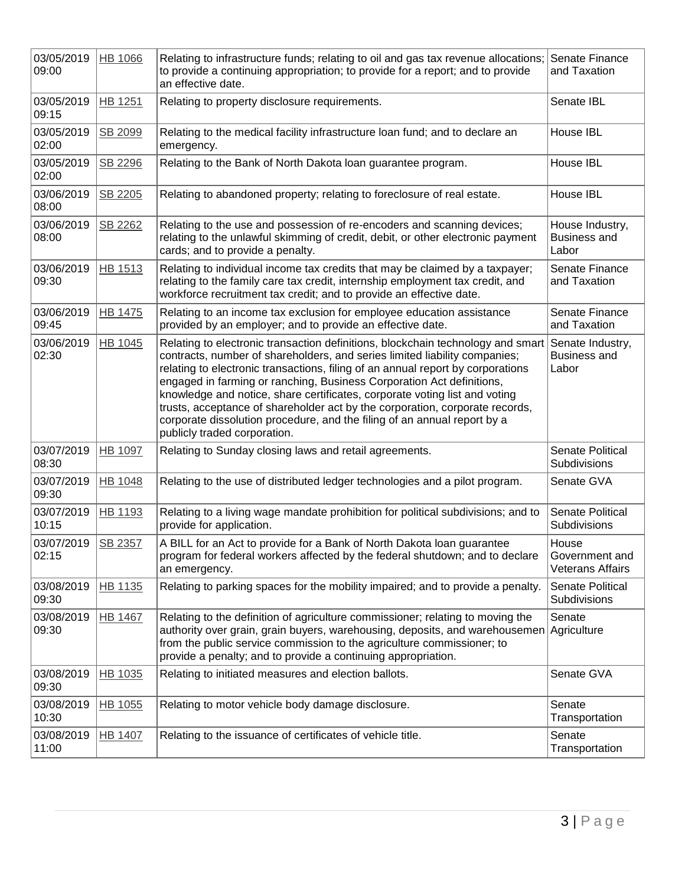| | | | |
|---|---|---|---|
| 03/05/2019 09:00 | HB 1066 | Relating to infrastructure funds; relating to oil and gas tax revenue allocations; to provide a continuing appropriation; to provide for a report; and to provide an effective date. | Senate Finance and Taxation |
| 03/05/2019 09:15 | HB 1251 | Relating to property disclosure requirements. | Senate IBL |
| 03/05/2019 02:00 | SB 2099 | Relating to the medical facility infrastructure loan fund; and to declare an emergency. | House IBL |
| 03/05/2019 02:00 | SB 2296 | Relating to the Bank of North Dakota loan guarantee program. | House IBL |
| 03/06/2019 08:00 | SB 2205 | Relating to abandoned property; relating to foreclosure of real estate. | House IBL |
| 03/06/2019 08:00 | SB 2262 | Relating to the use and possession of re-encoders and scanning devices; relating to the unlawful skimming of credit, debit, or other electronic payment cards; and to provide a penalty. | House Industry, Business and Labor |
| 03/06/2019 09:30 | HB 1513 | Relating to individual income tax credits that may be claimed by a taxpayer; relating to the family care tax credit, internship employment tax credit, and workforce recruitment tax credit; and to provide an effective date. | Senate Finance and Taxation |
| 03/06/2019 09:45 | HB 1475 | Relating to an income tax exclusion for employee education assistance provided by an employer; and to provide an effective date. | Senate Finance and Taxation |
| 03/06/2019 02:30 | HB 1045 | Relating to electronic transaction definitions, blockchain technology and smart contracts, number of shareholders, and series limited liability companies; relating to electronic transactions, filing of an annual report by corporations engaged in farming or ranching, Business Corporation Act definitions, knowledge and notice, share certificates, corporate voting list and voting trusts, acceptance of shareholder act by the corporation, corporate records, corporate dissolution procedure, and the filing of an annual report by a publicly traded corporation. | Senate Industry, Business and Labor |
| 03/07/2019 08:30 | HB 1097 | Relating to Sunday closing laws and retail agreements. | Senate Political Subdivisions |
| 03/07/2019 09:30 | HB 1048 | Relating to the use of distributed ledger technologies and a pilot program. | Senate GVA |
| 03/07/2019 10:15 | HB 1193 | Relating to a living wage mandate prohibition for political subdivisions; and to provide for application. | Senate Political Subdivisions |
| 03/07/2019 02:15 | SB 2357 | A BILL for an Act to provide for a Bank of North Dakota loan guarantee program for federal workers affected by the federal shutdown; and to declare an emergency. | House Government and Veterans Affairs |
| 03/08/2019 09:30 | HB 1135 | Relating to parking spaces for the mobility impaired; and to provide a penalty. | Senate Political Subdivisions |
| 03/08/2019 09:30 | HB 1467 | Relating to the definition of agriculture commissioner; relating to moving the authority over grain, grain buyers, warehousing, deposits, and warehousemen from the public service commission to the agriculture commissioner; to provide a penalty; and to provide a continuing appropriation. | Senate Agriculture |
| 03/08/2019 09:30 | HB 1035 | Relating to initiated measures and election ballots. | Senate GVA |
| 03/08/2019 10:30 | HB 1055 | Relating to motor vehicle body damage disclosure. | Senate Transportation |
| 03/08/2019 11:00 | HB 1407 | Relating to the issuance of certificates of vehicle title. | Senate Transportation |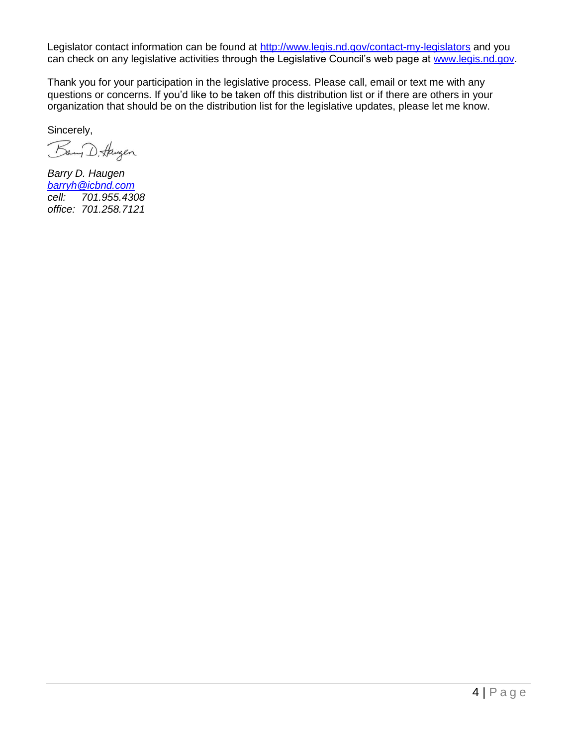Legislator contact information can be found at [http://www.legis.nd.gov/contact-my-legislators](http://www.legis.nd.gov/contact-my-legislators) and you can check on any legislative activities through the Legislative Council's web page at [www.legis.nd.gov](http://www.legis.nd.gov).

Thank you for your participation in the legislative process. Please call, email or text me with any questions or concerns. If you'd like to be taken off this distribution list or if there are others in your organization that should be on the distribution list for the legislative updates, please let me know.

Sincerely,

*Barry D. Haugen*
*[barryh@icbnd.com](mailto:barryh@icbnd.com)*
*cell: 701.955.4308*
*office: 701.258.7121*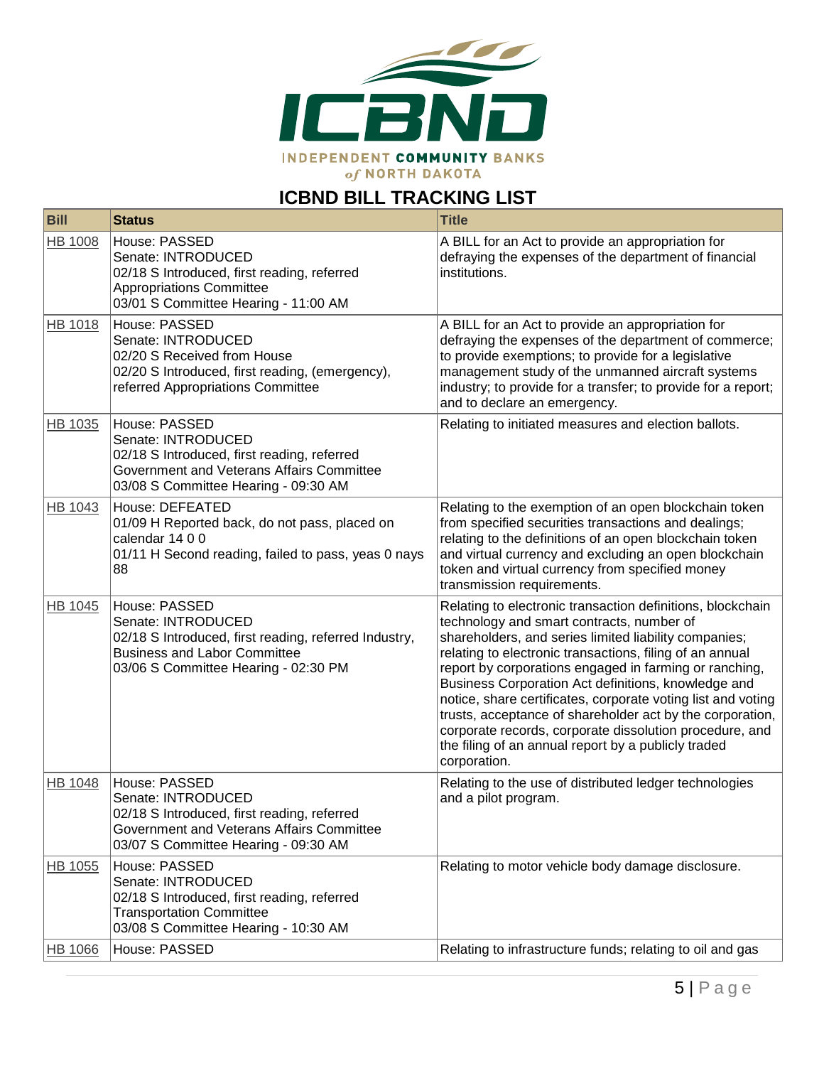ICBND

INDEPENDENT COMMUNITY BANKS of NORTH DAKOTA

## ICBND BILL TRACKING LIST

| Bill | Status | Title |
|---|---|---|
| HB 1008 | House: PASSED<br>Senate: INTRODUCED<br>02/18 S Introduced, first reading, referred Appropriations Committee<br>03/01 S Committee Hearing - 11:00 AM | A BILL for an Act to provide an appropriation for defraying the expenses of the department of financial institutions. |
| HB 1018 | House: PASSED<br>Senate: INTRODUCED<br>02/20 S Received from House<br>02/20 S Introduced, first reading, (emergency), referred Appropriations Committee | A BILL for an Act to provide an appropriation for defraying the expenses of the department of commerce; to provide exemptions; to provide for a legislative management study of the unmanned aircraft systems industry; to provide for a transfer; to provide for a report; and to declare an emergency. |
| HB 1035 | House: PASSED<br>Senate: INTRODUCED<br>02/18 S Introduced, first reading, referred Government and Veterans Affairs Committee<br>03/08 S Committee Hearing - 09:30 AM | Relating to initiated measures and election ballots. |
| HB 1043 | House: DEFEATED<br>01/09 H Reported back, do not pass, placed on calendar 14 0 0<br>01/11 H Second reading, failed to pass, yeas 0 nays 88 | Relating to the exemption of an open blockchain token from specified securities transactions and dealings; relating to the definitions of an open blockchain token and virtual currency and excluding an open blockchain token and virtual currency from specified money transmission requirements. |
| HB 1045 | House: PASSED<br>Senate: INTRODUCED<br>02/18 S Introduced, first reading, referred Industry, Business and Labor Committee<br>03/06 S Committee Hearing - 02:30 PM | Relating to electronic transaction definitions, blockchain technology and smart contracts, number of shareholders, and series limited liability companies; relating to electronic transactions, filing of an annual report by corporations engaged in farming or ranching, Business Corporation Act definitions, knowledge and notice, share certificates, corporate voting list and voting trusts, acceptance of shareholder act by the corporation, corporate records, corporate dissolution procedure, and the filing of an annual report by a publicly traded corporation. |
| HB 1048 | House: PASSED<br>Senate: INTRODUCED<br>02/18 S Introduced, first reading, referred Government and Veterans Affairs Committee<br>03/07 S Committee Hearing - 09:30 AM | Relating to the use of distributed ledger technologies and a pilot program. |
| HB 1055 | House: PASSED<br>Senate: INTRODUCED<br>02/18 S Introduced, first reading, referred Transportation Committee<br>03/08 S Committee Hearing - 10:30 AM | Relating to motor vehicle body damage disclosure. |
| HB 1066 | House: PASSED | Relating to infrastructure funds; relating to oil and gas |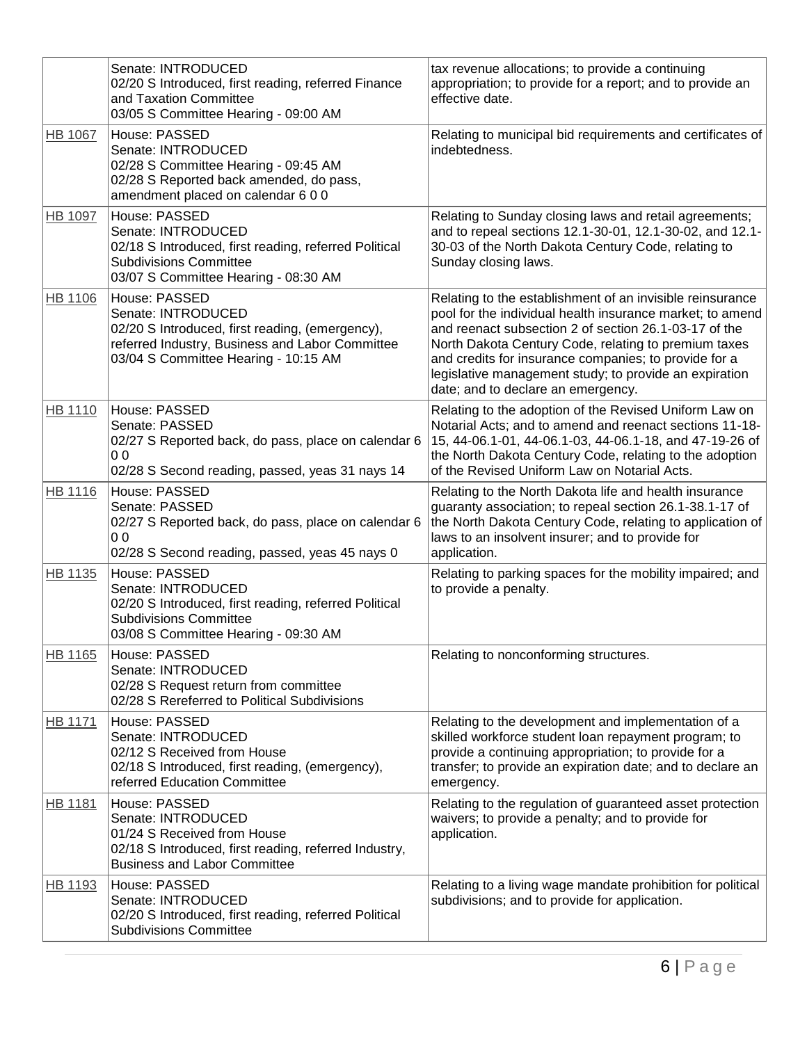| | | |
|---|---|---|
| | Senate: INTRODUCED<br>02/20 S Introduced, first reading, referred Finance and Taxation Committee<br>03/05 S Committee Hearing - 09:00 AM | tax revenue allocations; to provide a continuing appropriation; to provide for a report; and to provide an effective date. |
| HB 1067 | House: PASSED<br>Senate: INTRODUCED<br>02/28 S Committee Hearing - 09:45 AM<br>02/28 S Reported back amended, do pass, amendment placed on calendar 6 0 0 | Relating to municipal bid requirements and certificates of indebtedness. |
| HB 1097 | House: PASSED<br>Senate: INTRODUCED<br>02/18 S Introduced, first reading, referred Political Subdivisions Committee<br>03/07 S Committee Hearing - 08:30 AM | Relating to Sunday closing laws and retail agreements; and to repeal sections 12.1-30-01, 12.1-30-02, and 12.1-30-03 of the North Dakota Century Code, relating to Sunday closing laws. |
| HB 1106 | House: PASSED<br>Senate: INTRODUCED<br>02/20 S Introduced, first reading, (emergency), referred Industry, Business and Labor Committee<br>03/04 S Committee Hearing - 10:15 AM | Relating to the establishment of an invisible reinsurance pool for the individual health insurance market; to amend and reenact subsection 2 of section 26.1-03-17 of the North Dakota Century Code, relating to premium taxes and credits for insurance companies; to provide for a legislative management study; to provide an expiration date; and to declare an emergency. |
| HB 1110 | House: PASSED<br>Senate: PASSED<br>02/27 S Reported back, do pass, place on calendar 6 0 0<br>02/28 S Second reading, passed, yeas 31 nays 14 | Relating to the adoption of the Revised Uniform Law on Notarial Acts; and to amend and reenact sections 11-18-15, 44-06.1-01, 44-06.1-03, 44-06.1-18, and 47-19-26 of the North Dakota Century Code, relating to the adoption of the Revised Uniform Law on Notarial Acts. |
| HB 1116 | House: PASSED<br>Senate: PASSED<br>02/27 S Reported back, do pass, place on calendar 6 0 0<br>02/28 S Second reading, passed, yeas 45 nays 0 | Relating to the North Dakota life and health insurance guaranty association; to repeal section 26.1-38.1-17 of the North Dakota Century Code, relating to application of laws to an insolvent insurer; and to provide for application. |
| HB 1135 | House: PASSED<br>Senate: INTRODUCED<br>02/20 S Introduced, first reading, referred Political Subdivisions Committee<br>03/08 S Committee Hearing - 09:30 AM | Relating to parking spaces for the mobility impaired; and to provide a penalty. |
| HB 1165 | House: PASSED<br>Senate: INTRODUCED<br>02/28 S Request return from committee<br>02/28 S Rereferred to Political Subdivisions | Relating to nonconforming structures. |
| HB 1171 | House: PASSED<br>Senate: INTRODUCED<br>02/12 S Received from House<br>02/18 S Introduced, first reading, (emergency), referred Education Committee | Relating to the development and implementation of a skilled workforce student loan repayment program; to provide a continuing appropriation; to provide for a transfer; to provide an expiration date; and to declare an emergency. |
| HB 1181 | House: PASSED<br>Senate: INTRODUCED<br>01/24 S Received from House<br>02/18 S Introduced, first reading, referred Industry, Business and Labor Committee | Relating to the regulation of guaranteed asset protection waivers; to provide a penalty; and to provide for application. |
| HB 1193 | House: PASSED<br>Senate: INTRODUCED<br>02/20 S Introduced, first reading, referred Political Subdivisions Committee | Relating to a living wage mandate prohibition for political subdivisions; and to provide for application. |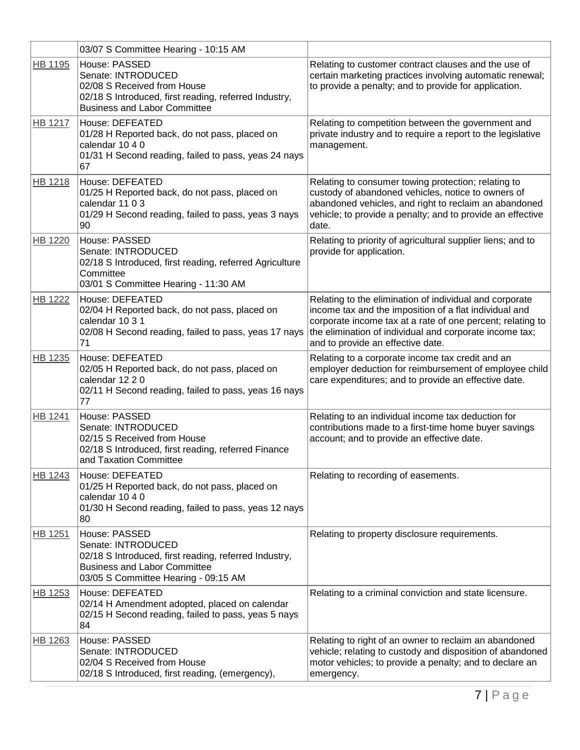| | | |
|---|---|---|
| | 03/07 S Committee Hearing - 10:15 AM | |
| HB 1195 | House: PASSED<br>Senate: INTRODUCED<br>02/08 S Received from House<br>02/18 S Introduced, first reading, referred Industry, Business and Labor Committee | Relating to customer contract clauses and the use of certain marketing practices involving automatic renewal; to provide a penalty; and to provide for application. |
| HB 1217 | House: DEFEATED<br>01/28 H Reported back, do not pass, placed on calendar 10 4 0<br>01/31 H Second reading, failed to pass, yeas 24 nays 67 | Relating to competition between the government and private industry and to require a report to the legislative management. |
| HB 1218 | House: DEFEATED<br>01/25 H Reported back, do not pass, placed on calendar 11 0 3<br>01/29 H Second reading, failed to pass, yeas 3 nays 90 | Relating to consumer towing protection; relating to custody of abandoned vehicles, notice to owners of abandoned vehicles, and right to reclaim an abandoned vehicle; to provide a penalty; and to provide an effective date. |
| HB 1220 | House: PASSED<br>Senate: INTRODUCED<br>02/18 S Introduced, first reading, referred Agriculture Committee<br>03/01 S Committee Hearing - 11:30 AM | Relating to priority of agricultural supplier liens; and to provide for application. |
| HB 1222 | House: DEFEATED<br>02/04 H Reported back, do not pass, placed on calendar 10 3 1<br>02/08 H Second reading, failed to pass, yeas 17 nays 71 | Relating to the elimination of individual and corporate income tax and the imposition of a flat individual and corporate income tax at a rate of one percent; relating to the elimination of individual and corporate income tax; and to provide an effective date. |
| HB 1235 | House: DEFEATED<br>02/05 H Reported back, do not pass, placed on calendar 12 2 0<br>02/11 H Second reading, failed to pass, yeas 16 nays 77 | Relating to a corporate income tax credit and an employer deduction for reimbursement of employee child care expenditures; and to provide an effective date. |
| HB 1241 | House: PASSED<br>Senate: INTRODUCED<br>02/15 S Received from House<br>02/18 S Introduced, first reading, referred Finance and Taxation Committee | Relating to an individual income tax deduction for contributions made to a first-time home buyer savings account; and to provide an effective date. |
| HB 1243 | House: DEFEATED<br>01/25 H Reported back, do not pass, placed on calendar 10 4 0<br>01/30 H Second reading, failed to pass, yeas 12 nays 80 | Relating to recording of easements. |
| HB 1251 | House: PASSED<br>Senate: INTRODUCED<br>02/18 S Introduced, first reading, referred Industry, Business and Labor Committee<br>03/05 S Committee Hearing - 09:15 AM | Relating to property disclosure requirements. |
| HB 1253 | House: DEFEATED<br>02/14 H Amendment adopted, placed on calendar<br>02/15 H Second reading, failed to pass, yeas 5 nays 84 | Relating to a criminal conviction and state licensure. |
| HB 1263 | House: PASSED<br>Senate: INTRODUCED<br>02/04 S Received from House<br>02/18 S Introduced, first reading, (emergency), | Relating to right of an owner to reclaim an abandoned vehicle; relating to custody and disposition of abandoned motor vehicles; to provide a penalty; and to declare an emergency. |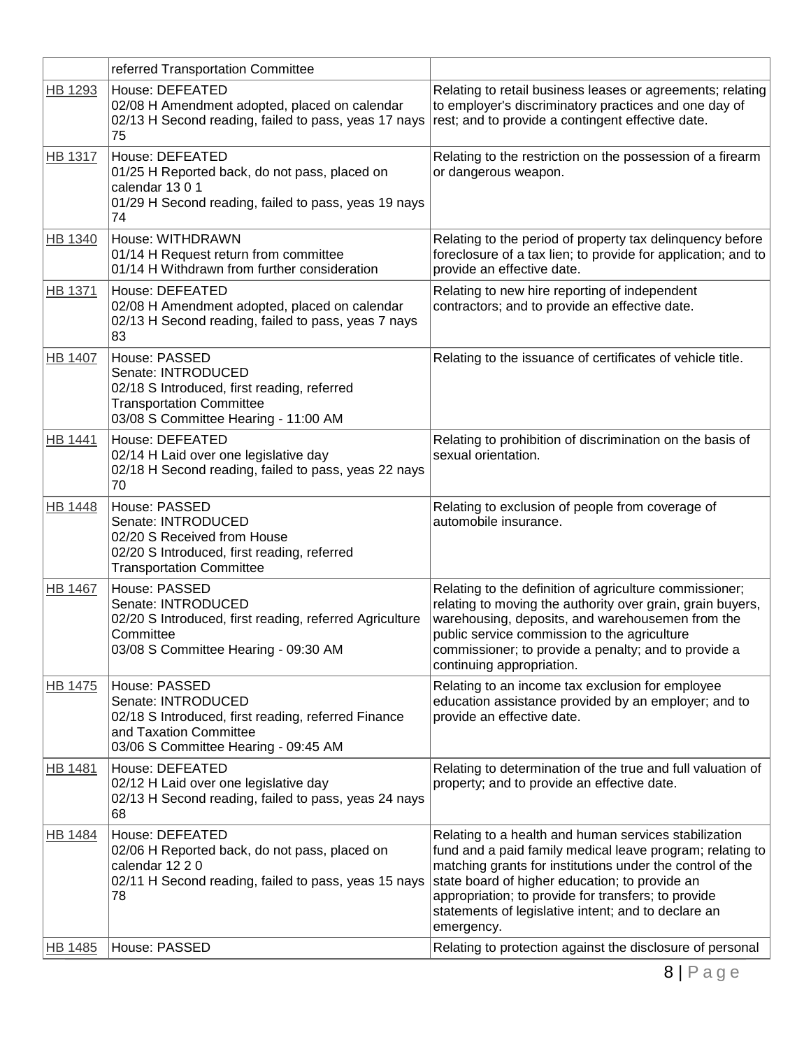| | | |
|---|---|---|
| | referred Transportation Committee | |
| HB 1293 | House: DEFEATED<br>02/08 H Amendment adopted, placed on calendar<br>02/13 H Second reading, failed to pass, yeas 17 nays 75 | Relating to retail business leases or agreements; relating to employer's discriminatory practices and one day of rest; and to provide a contingent effective date. |
| HB 1317 | House: DEFEATED<br>01/25 H Reported back, do not pass, placed on calendar 13 0 1<br>01/29 H Second reading, failed to pass, yeas 19 nays 74 | Relating to the restriction on the possession of a firearm or dangerous weapon. |
| HB 1340 | House: WITHDRAWN<br>01/14 H Request return from committee<br>01/14 H Withdrawn from further consideration | Relating to the period of property tax delinquency before foreclosure of a tax lien; to provide for application; and to provide an effective date. |
| HB 1371 | House: DEFEATED<br>02/08 H Amendment adopted, placed on calendar<br>02/13 H Second reading, failed to pass, yeas 7 nays 83 | Relating to new hire reporting of independent contractors; and to provide an effective date. |
| HB 1407 | House: PASSED<br>Senate: INTRODUCED<br>02/18 S Introduced, first reading, referred Transportation Committee<br>03/08 S Committee Hearing - 11:00 AM | Relating to the issuance of certificates of vehicle title. |
| HB 1441 | House: DEFEATED<br>02/14 H Laid over one legislative day<br>02/18 H Second reading, failed to pass, yeas 22 nays 70 | Relating to prohibition of discrimination on the basis of sexual orientation. |
| HB 1448 | House: PASSED<br>Senate: INTRODUCED<br>02/20 S Received from House<br>02/20 S Introduced, first reading, referred Transportation Committee | Relating to exclusion of people from coverage of automobile insurance. |
| HB 1467 | House: PASSED<br>Senate: INTRODUCED<br>02/20 S Introduced, first reading, referred Agriculture Committee<br>03/08 S Committee Hearing - 09:30 AM | Relating to the definition of agriculture commissioner; relating to moving the authority over grain, grain buyers, warehousing, deposits, and warehousemen from the public service commission to the agriculture commissioner; to provide a penalty; and to provide a continuing appropriation. |
| HB 1475 | House: PASSED<br>Senate: INTRODUCED<br>02/18 S Introduced, first reading, referred Finance and Taxation Committee<br>03/06 S Committee Hearing - 09:45 AM | Relating to an income tax exclusion for employee education assistance provided by an employer; and to provide an effective date. |
| HB 1481 | House: DEFEATED<br>02/12 H Laid over one legislative day<br>02/13 H Second reading, failed to pass, yeas 24 nays 68 | Relating to determination of the true and full valuation of property; and to provide an effective date. |
| HB 1484 | House: DEFEATED<br>02/06 H Reported back, do not pass, placed on calendar 12 2 0<br>02/11 H Second reading, failed to pass, yeas 15 nays 78 | Relating to a health and human services stabilization fund and a paid family medical leave program; relating to matching grants for institutions under the control of the state board of higher education; to provide an appropriation; to provide for transfers; to provide statements of legislative intent; and to declare an emergency. |
| HB 1485 | House: PASSED | Relating to protection against the disclosure of personal |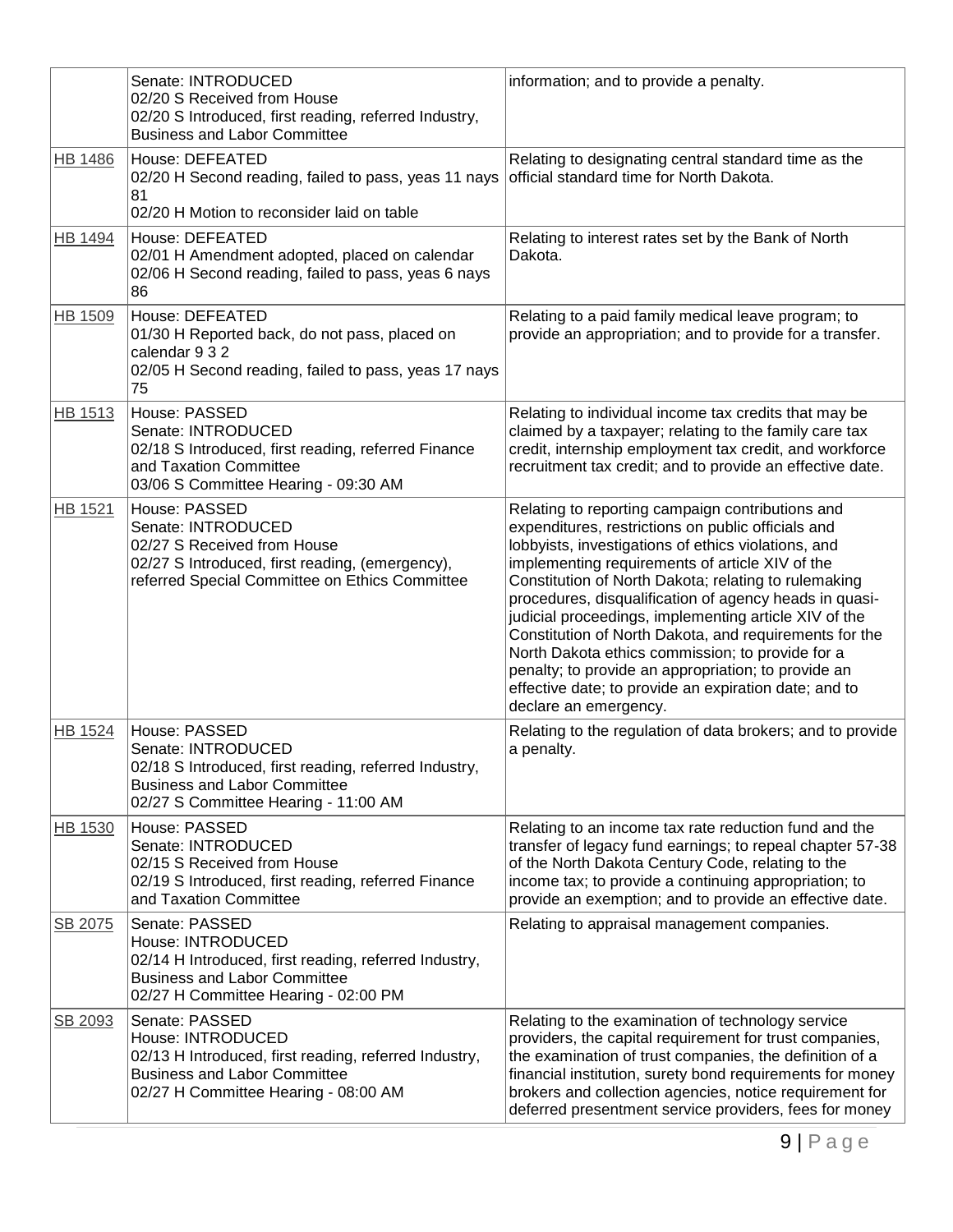| | | |
|---|---|---|
| | Senate: INTRODUCED<br>02/20 S Received from House<br>02/20 S Introduced, first reading, referred Industry, Business and Labor Committee | information; and to provide a penalty. |
| HB 1486 | House: DEFEATED<br>02/20 H Second reading, failed to pass, yeas 11 nays 81<br>02/20 H Motion to reconsider laid on table | Relating to designating central standard time as the official standard time for North Dakota. |
| HB 1494 | House: DEFEATED<br>02/01 H Amendment adopted, placed on calendar<br>02/06 H Second reading, failed to pass, yeas 6 nays 86 | Relating to interest rates set by the Bank of North Dakota. |
| HB 1509 | House: DEFEATED<br>01/30 H Reported back, do not pass, placed on calendar 9 3 2<br>02/05 H Second reading, failed to pass, yeas 17 nays 75 | Relating to a paid family medical leave program; to provide an appropriation; and to provide for a transfer. |
| HB 1513 | House: PASSED<br>Senate: INTRODUCED<br>02/18 S Introduced, first reading, referred Finance and Taxation Committee<br>03/06 S Committee Hearing - 09:30 AM | Relating to individual income tax credits that may be claimed by a taxpayer; relating to the family care tax credit, internship employment tax credit, and workforce recruitment tax credit; and to provide an effective date. |
| HB 1521 | House: PASSED<br>Senate: INTRODUCED<br>02/27 S Received from House<br>02/27 S Introduced, first reading, (emergency), referred Special Committee on Ethics Committee | Relating to reporting campaign contributions and expenditures, restrictions on public officials and lobbyists, investigations of ethics violations, and implementing requirements of article XIV of the Constitution of North Dakota; relating to rulemaking procedures, disqualification of agency heads in quasi-judicial proceedings, implementing article XIV of the Constitution of North Dakota, and requirements for the North Dakota ethics commission; to provide for a penalty; to provide an appropriation; to provide an effective date; to provide an expiration date; and to declare an emergency. |
| HB 1524 | House: PASSED<br>Senate: INTRODUCED<br>02/18 S Introduced, first reading, referred Industry, Business and Labor Committee<br>02/27 S Committee Hearing - 11:00 AM | Relating to the regulation of data brokers; and to provide a penalty. |
| HB 1530 | House: PASSED<br>Senate: INTRODUCED<br>02/15 S Received from House<br>02/19 S Introduced, first reading, referred Finance and Taxation Committee | Relating to an income tax rate reduction fund and the transfer of legacy fund earnings; to repeal chapter 57-38 of the North Dakota Century Code, relating to the income tax; to provide a continuing appropriation; to provide an exemption; and to provide an effective date. |
| SB 2075 | Senate: PASSED<br>House: INTRODUCED<br>02/14 H Introduced, first reading, referred Industry, Business and Labor Committee<br>02/27 H Committee Hearing - 02:00 PM | Relating to appraisal management companies. |
| SB 2093 | Senate: PASSED<br>House: INTRODUCED<br>02/13 H Introduced, first reading, referred Industry, Business and Labor Committee<br>02/27 H Committee Hearing - 08:00 AM | Relating to the examination of technology service providers, the capital requirement for trust companies, the examination of trust companies, the definition of a financial institution, surety bond requirements for money brokers and collection agencies, notice requirement for deferred presentment service providers, fees for money |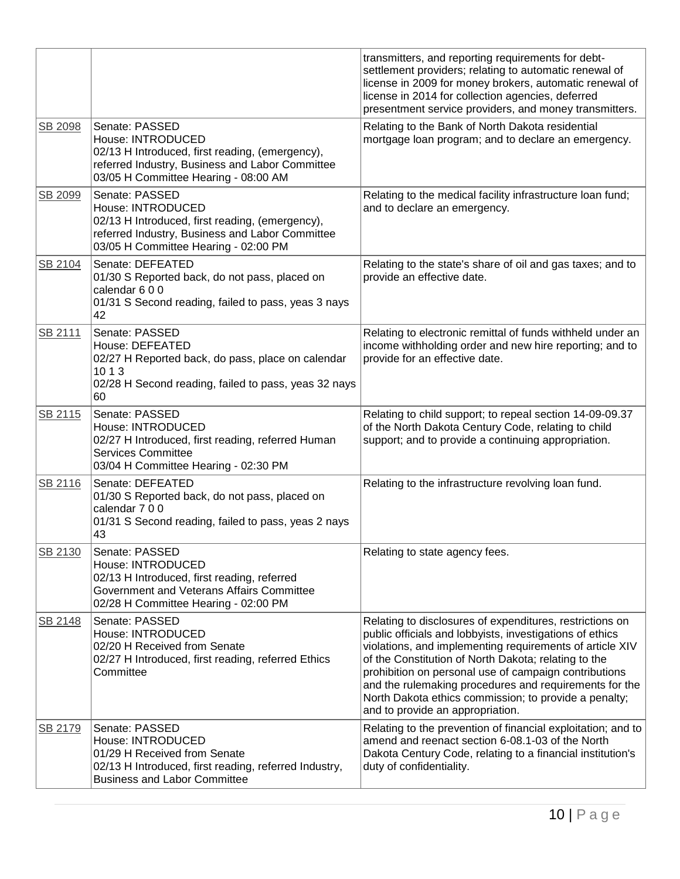| | | |
|---|---|---|
| | | transmitters, and reporting requirements for debt-settlement providers; relating to automatic renewal of license in 2009 for money brokers, automatic renewal of license in 2014 for collection agencies, deferred presentment service providers, and money transmitters. |
| SB 2098 | Senate: PASSED<br>House: INTRODUCED<br>02/13 H Introduced, first reading, (emergency), referred Industry, Business and Labor Committee<br>03/05 H Committee Hearing - 08:00 AM | Relating to the Bank of North Dakota residential mortgage loan program; and to declare an emergency. |
| SB 2099 | Senate: PASSED<br>House: INTRODUCED<br>02/13 H Introduced, first reading, (emergency), referred Industry, Business and Labor Committee<br>03/05 H Committee Hearing - 02:00 PM | Relating to the medical facility infrastructure loan fund; and to declare an emergency. |
| SB 2104 | Senate: DEFEATED<br>01/30 S Reported back, do not pass, placed on calendar 6 0 0<br>01/31 S Second reading, failed to pass, yeas 3 nays 42 | Relating to the state's share of oil and gas taxes; and to provide an effective date. |
| SB 2111 | Senate: PASSED<br>House: DEFEATED<br>02/27 H Reported back, do pass, place on calendar 10 1 3<br>02/28 H Second reading, failed to pass, yeas 32 nays 60 | Relating to electronic remittal of funds withheld under an income withholding order and new hire reporting; and to provide for an effective date. |
| SB 2115 | Senate: PASSED<br>House: INTRODUCED<br>02/27 H Introduced, first reading, referred Human Services Committee<br>03/04 H Committee Hearing - 02:30 PM | Relating to child support; to repeal section 14-09-09.37 of the North Dakota Century Code, relating to child support; and to provide a continuing appropriation. |
| SB 2116 | Senate: DEFEATED<br>01/30 S Reported back, do not pass, placed on calendar 7 0 0<br>01/31 S Second reading, failed to pass, yeas 2 nays 43 | Relating to the infrastructure revolving loan fund. |
| SB 2130 | Senate: PASSED<br>House: INTRODUCED<br>02/13 H Introduced, first reading, referred Government and Veterans Affairs Committee<br>02/28 H Committee Hearing - 02:00 PM | Relating to state agency fees. |
| SB 2148 | Senate: PASSED<br>House: INTRODUCED<br>02/20 H Received from Senate<br>02/27 H Introduced, first reading, referred Ethics Committee | Relating to disclosures of expenditures, restrictions on public officials and lobbyists, investigations of ethics violations, and implementing requirements of article XIV of the Constitution of North Dakota; relating to the prohibition on personal use of campaign contributions and the rulemaking procedures and requirements for the North Dakota ethics commission; to provide a penalty; and to provide an appropriation. |
| SB 2179 | Senate: PASSED<br>House: INTRODUCED<br>01/29 H Received from Senate<br>02/13 H Introduced, first reading, referred Industry, Business and Labor Committee | Relating to the prevention of financial exploitation; and to amend and reenact section 6-08.1-03 of the North Dakota Century Code, relating to a financial institution's duty of confidentiality. |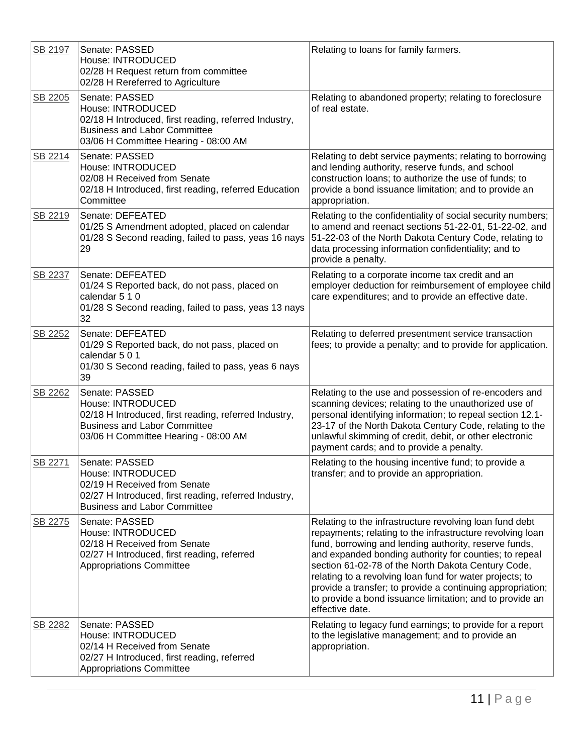| | | |
|---|---|---|
| SB 2197 | Senate: PASSED<br>House: INTRODUCED<br>02/28 H Request return from committee<br>02/28 H Rereferred to Agriculture | Relating to loans for family farmers. |
| SB 2205 | Senate: PASSED<br>House: INTRODUCED<br>02/18 H Introduced, first reading, referred Industry, Business and Labor Committee<br>03/06 H Committee Hearing - 08:00 AM | Relating to abandoned property; relating to foreclosure of real estate. |
| SB 2214 | Senate: PASSED<br>House: INTRODUCED<br>02/08 H Received from Senate<br>02/18 H Introduced, first reading, referred Education Committee | Relating to debt service payments; relating to borrowing and lending authority, reserve funds, and school construction loans; to authorize the use of funds; to provide a bond issuance limitation; and to provide an appropriation. |
| SB 2219 | Senate: DEFEATED<br>01/25 S Amendment adopted, placed on calendar<br>01/28 S Second reading, failed to pass, yeas 16 nays 29 | Relating to the confidentiality of social security numbers; to amend and reenact sections 51-22-01, 51-22-02, and 51-22-03 of the North Dakota Century Code, relating to data processing information confidentiality; and to provide a penalty. |
| SB 2237 | Senate: DEFEATED<br>01/24 S Reported back, do not pass, placed on calendar 5 1 0<br>01/28 S Second reading, failed to pass, yeas 13 nays 32 | Relating to a corporate income tax credit and an employer deduction for reimbursement of employee child care expenditures; and to provide an effective date. |
| SB 2252 | Senate: DEFEATED<br>01/29 S Reported back, do not pass, placed on calendar 5 0 1<br>01/30 S Second reading, failed to pass, yeas 6 nays 39 | Relating to deferred presentment service transaction fees; to provide a penalty; and to provide for application. |
| SB 2262 | Senate: PASSED<br>House: INTRODUCED<br>02/18 H Introduced, first reading, referred Industry, Business and Labor Committee<br>03/06 H Committee Hearing - 08:00 AM | Relating to the use and possession of re-encoders and scanning devices; relating to the unauthorized use of personal identifying information; to repeal section 12.1-23-17 of the North Dakota Century Code, relating to the unlawful skimming of credit, debit, or other electronic payment cards; and to provide a penalty. |
| SB 2271 | Senate: PASSED<br>House: INTRODUCED<br>02/19 H Received from Senate<br>02/27 H Introduced, first reading, referred Industry, Business and Labor Committee | Relating to the housing incentive fund; to provide a transfer; and to provide an appropriation. |
| SB 2275 | Senate: PASSED<br>House: INTRODUCED<br>02/18 H Received from Senate<br>02/27 H Introduced, first reading, referred Appropriations Committee | Relating to the infrastructure revolving loan fund debt repayments; relating to the infrastructure revolving loan fund, borrowing and lending authority, reserve funds, and expanded bonding authority for counties; to repeal section 61-02-78 of the North Dakota Century Code, relating to a revolving loan fund for water projects; to provide a transfer; to provide a continuing appropriation; to provide a bond issuance limitation; and to provide an effective date. |
| SB 2282 | Senate: PASSED<br>House: INTRODUCED<br>02/14 H Received from Senate<br>02/27 H Introduced, first reading, referred Appropriations Committee | Relating to legacy fund earnings; to provide for a report to the legislative management; and to provide an appropriation. |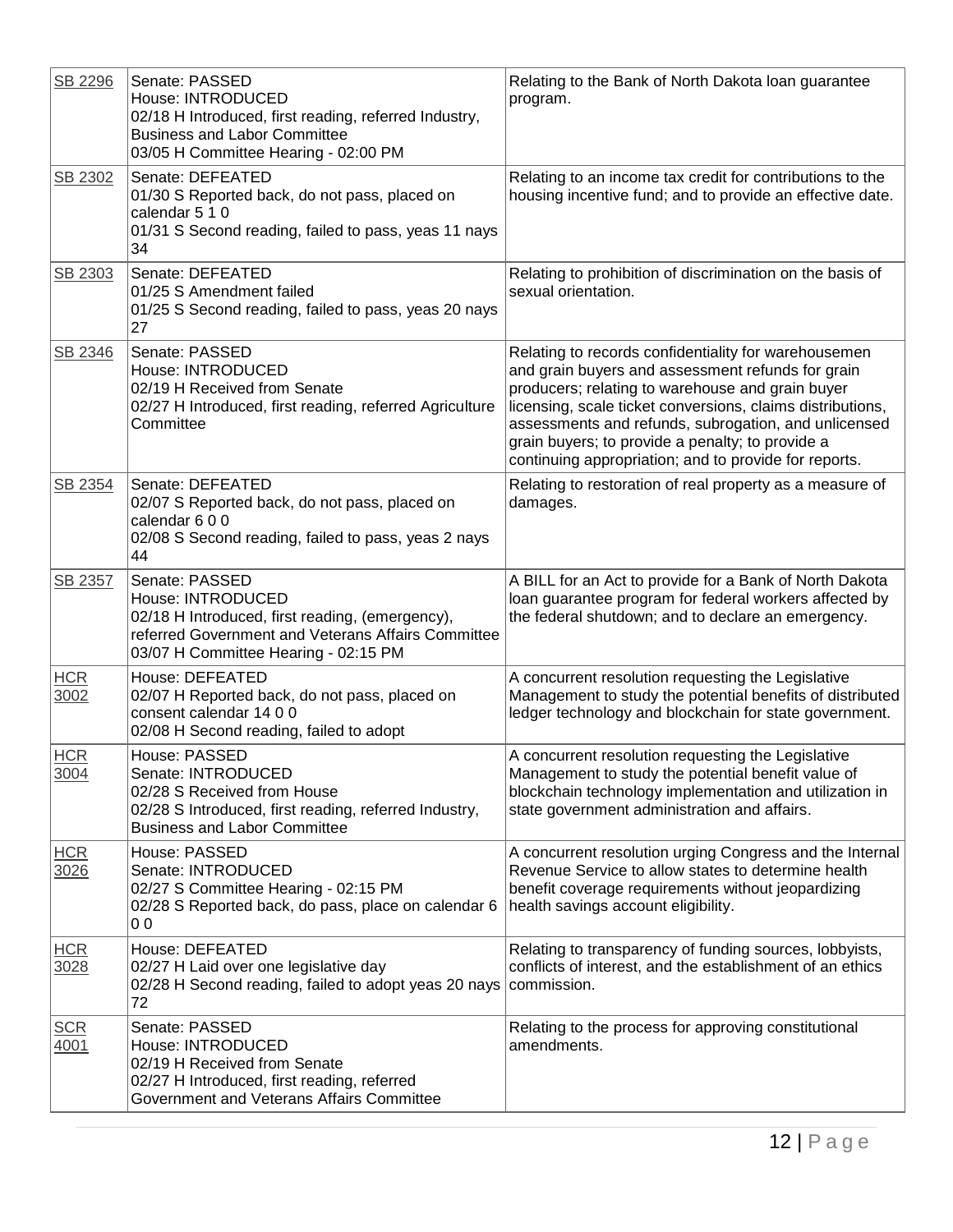| | | |
|---|---|---|
| SB 2296 | Senate: PASSED<br>House: INTRODUCED<br>02/18 H Introduced, first reading, referred Industry, Business and Labor Committee<br>03/05 H Committee Hearing - 02:00 PM | Relating to the Bank of North Dakota loan guarantee program. |
| SB 2302 | Senate: DEFEATED<br>01/30 S Reported back, do not pass, placed on calendar 5 1 0<br>01/31 S Second reading, failed to pass, yeas 11 nays 34 | Relating to an income tax credit for contributions to the housing incentive fund; and to provide an effective date. |
| SB 2303 | Senate: DEFEATED<br>01/25 S Amendment failed<br>01/25 S Second reading, failed to pass, yeas 20 nays 27 | Relating to prohibition of discrimination on the basis of sexual orientation. |
| SB 2346 | Senate: PASSED<br>House: INTRODUCED<br>02/19 H Received from Senate<br>02/27 H Introduced, first reading, referred Agriculture Committee | Relating to records confidentiality for warehousemen and grain buyers and assessment refunds for grain producers; relating to warehouse and grain buyer licensing, scale ticket conversions, claims distributions, assessments and refunds, subrogation, and unlicensed grain buyers; to provide a penalty; to provide a continuing appropriation; and to provide for reports. |
| SB 2354 | Senate: DEFEATED<br>02/07 S Reported back, do not pass, placed on calendar 6 0 0<br>02/08 S Second reading, failed to pass, yeas 2 nays 44 | Relating to restoration of real property as a measure of damages. |
| SB 2357 | Senate: PASSED<br>House: INTRODUCED<br>02/18 H Introduced, first reading, (emergency), referred Government and Veterans Affairs Committee<br>03/07 H Committee Hearing - 02:15 PM | A BILL for an Act to provide for a Bank of North Dakota loan guarantee program for federal workers affected by the federal shutdown; and to declare an emergency. |
| HCR 3002 | House: DEFEATED<br>02/07 H Reported back, do not pass, placed on consent calendar 14 0 0<br>02/08 H Second reading, failed to adopt | A concurrent resolution requesting the Legislative Management to study the potential benefits of distributed ledger technology and blockchain for state government. |
| HCR 3004 | House: PASSED<br>Senate: INTRODUCED<br>02/28 S Received from House<br>02/28 S Introduced, first reading, referred Industry, Business and Labor Committee | A concurrent resolution requesting the Legislative Management to study the potential benefit value of blockchain technology implementation and utilization in state government administration and affairs. |
| HCR 3026 | House: PASSED<br>Senate: INTRODUCED<br>02/27 S Committee Hearing - 02:15 PM<br>02/28 S Reported back, do pass, place on calendar 6 0 0 | A concurrent resolution urging Congress and the Internal Revenue Service to allow states to determine health benefit coverage requirements without jeopardizing health savings account eligibility. |
| HCR 3028 | House: DEFEATED<br>02/27 H Laid over one legislative day<br>02/28 H Second reading, failed to adopt yeas 20 nays 72 | Relating to transparency of funding sources, lobbyists, conflicts of interest, and the establishment of an ethics commission. |
| SCR 4001 | Senate: PASSED<br>House: INTRODUCED<br>02/19 H Received from Senate<br>02/27 H Introduced, first reading, referred Government and Veterans Affairs Committee | Relating to the process for approving constitutional amendments. |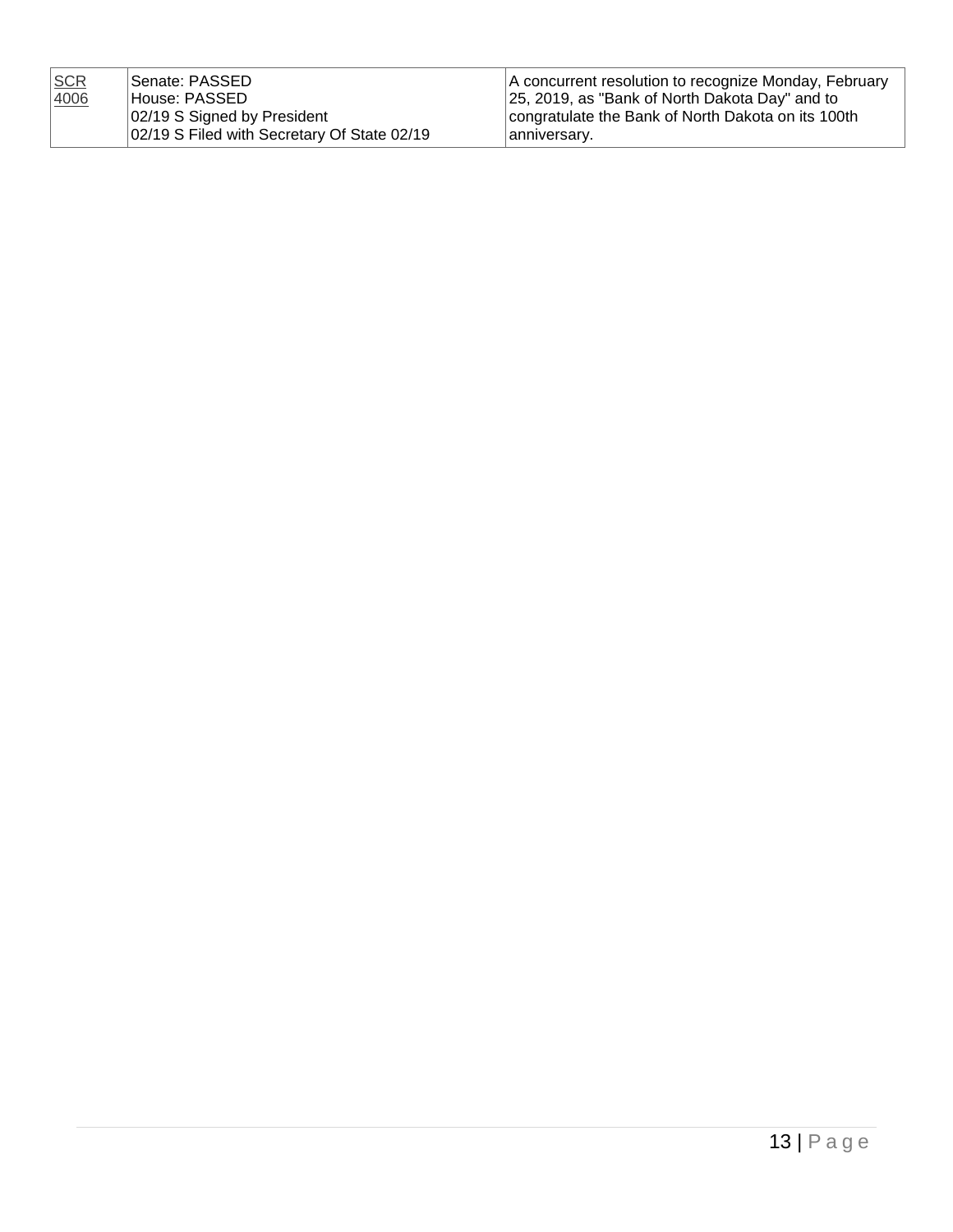| | | |
|---|---|---|
| SCR 4006 | Senate: PASSED<br>House: PASSED<br>02/19 S Signed by President<br>02/19 S Filed with Secretary Of State 02/19 | A concurrent resolution to recognize Monday, February 25, 2019, as "Bank of North Dakota Day" and to congratulate the Bank of North Dakota on its 100th anniversary. |